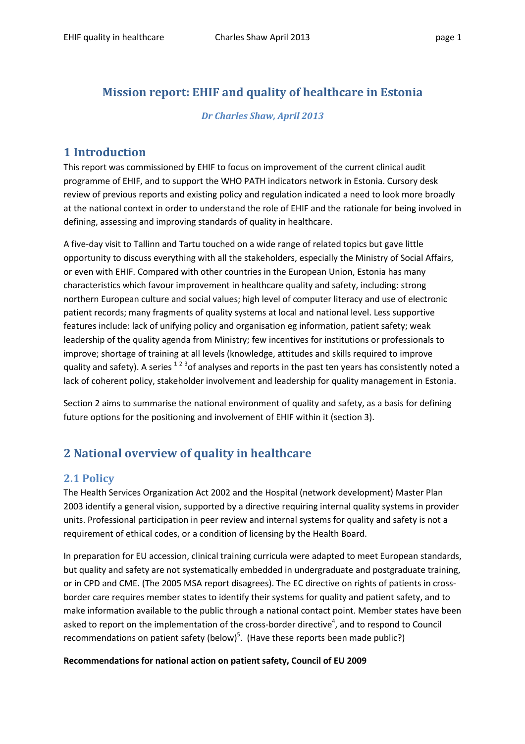# Mission report: EHIF and quality of healthcare in Estonia

*Dr Charles Shaw, April 2013*

## 1 Introduction

This report was commissioned by EHIF to focus on improvement of the current clinical audit programme of EHIF, and to support the WHO PATH indicators network in Estonia. Cursory desk review of previous reports and existing policy and regulation indicated a need to look more broadly at the national context in order to understand the role of EHIF and the rationale for being involved in defining, assessing and improving standards of quality in healthcare.

A five-day visit to Tallinn and Tartu touched on a wide range of related topics but gave little opportunity to discuss everything with all the stakeholders, especially the Ministry of Social Affairs, or even with EHIF. Compared with other countries in the European Union, Estonia has many characteristics which favour improvement in healthcare quality and safety, including: strong northern European culture and social values; high level of computer literacy and use of electronic patient records; many fragments of quality systems at local and national level. Less supportive features include: lack of unifying policy and organisation eg information, patient safety; weak leadership of the quality agenda from Ministry; few incentives for institutions or professionals to improve; shortage of training at all levels (knowledge, attitudes and skills required to improve quality and safety). A series [1 2 3] of analyses and reports in the past ten years has consistently noted a lack of coherent policy, stakeholder involvement and leadership for quality management in Estonia.

Section 2 aims to summarise the national environment of quality and safety, as a basis for defining future options for the positioning and involvement of EHIF within it (section 3).

## 2 National overview of quality in healthcare

### 2.1 Policy

The Health Services Organization Act 2002 and the Hospital (network development) Master Plan 2003 identify a general vision, supported by a directive requiring internal quality systems in provider units. Professional participation in peer review and internal systems for quality and safety is not a requirement of ethical codes, or a condition of licensing by the Health Board.

In preparation for EU accession, clinical training curricula were adapted to meet European standards, but quality and safety are not systematically embedded in undergraduate and postgraduate training, or in CPD and CME. (The 2005 MSA report disagrees). The EC directive on rights of patients in cross-border care requires member states to identify their systems for quality and patient safety, and to make information available to the public through a national contact point. Member states have been asked to report on the implementation of the cross-border directive[4], and to respond to Council recommendations on patient safety (below)[5]. (Have these reports been made public?)

**Recommendations for national action on patient safety, Council of EU 2009**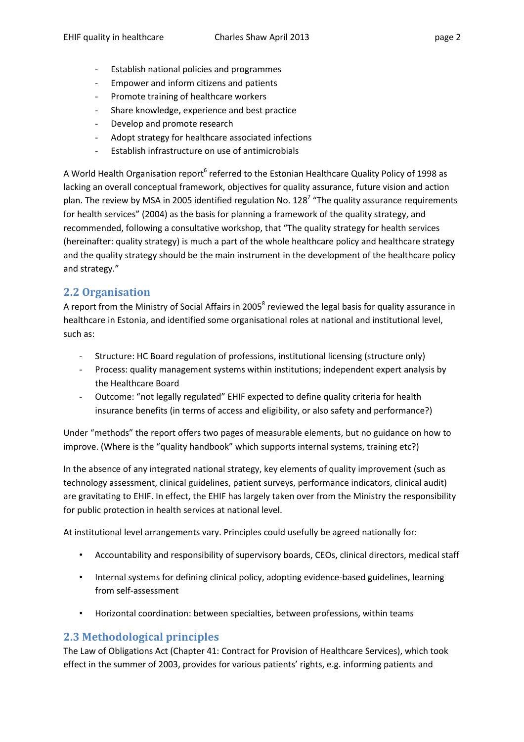- Establish national policies and programmes
- Empower and inform citizens and patients
- Promote training of healthcare workers
- Share knowledge, experience and best practice
- Develop and promote research
- Adopt strategy for healthcare associated infections
- Establish infrastructure on use of antimicrobials

A World Health Organisation report[6] referred to the Estonian Healthcare Quality Policy of 1998 as lacking an overall conceptual framework, objectives for quality assurance, future vision and action plan. The review by MSA in 2005 identified regulation No. 128[7] "The quality assurance requirements for health services" (2004) as the basis for planning a framework of the quality strategy, and recommended, following a consultative workshop, that "The quality strategy for health services (hereinafter: quality strategy) is much a part of the whole healthcare policy and healthcare strategy and the quality strategy should be the main instrument in the development of the healthcare policy and strategy."

## 2.2 Organisation

A report from the Ministry of Social Affairs in 2005[8] reviewed the legal basis for quality assurance in healthcare in Estonia, and identified some organisational roles at national and institutional level, such as:

- Structure: HC Board regulation of professions, institutional licensing (structure only)
- Process: quality management systems within institutions; independent expert analysis by the Healthcare Board
- Outcome: "not legally regulated" EHIF expected to define quality criteria for health insurance benefits (in terms of access and eligibility, or also safety and performance?)

Under "methods" the report offers two pages of measurable elements, but no guidance on how to improve. (Where is the "quality handbook" which supports internal systems, training etc?)

In the absence of any integrated national strategy, key elements of quality improvement (such as technology assessment, clinical guidelines, patient surveys, performance indicators, clinical audit) are gravitating to EHIF. In effect, the EHIF has largely taken over from the Ministry the responsibility for public protection in health services at national level.

At institutional level arrangements vary. Principles could usefully be agreed nationally for:

- Accountability and responsibility of supervisory boards, CEOs, clinical directors, medical staff
- Internal systems for defining clinical policy, adopting evidence-based guidelines, learning from self-assessment
- Horizontal coordination: between specialties, between professions, within teams

## 2.3 Methodological principles

The Law of Obligations Act (Chapter 41: Contract for Provision of Healthcare Services), which took effect in the summer of 2003, provides for various patients' rights, e.g. informing patients and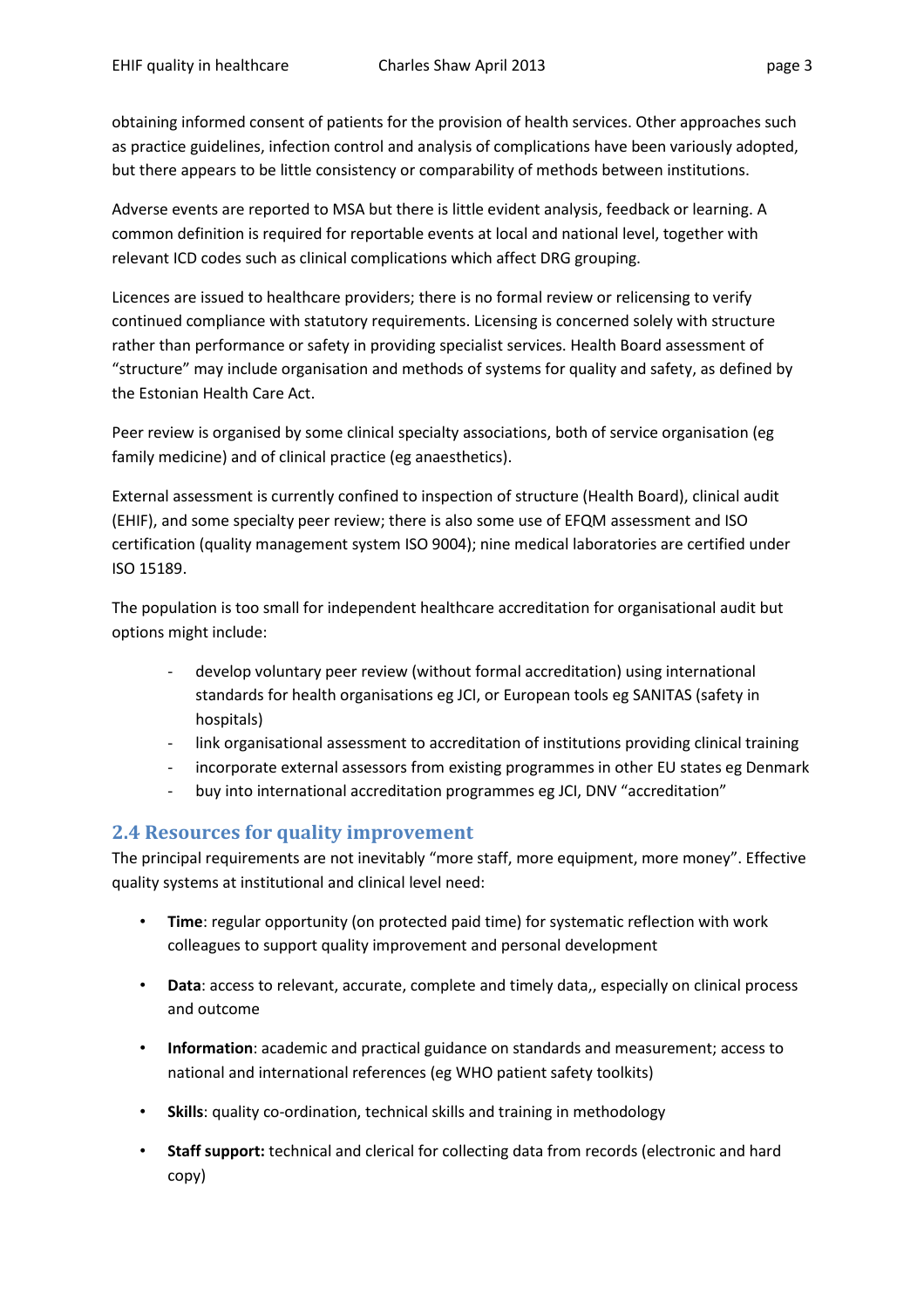obtaining informed consent of patients for the provision of health services. Other approaches such as practice guidelines, infection control and analysis of complications have been variously adopted, but there appears to be little consistency or comparability of methods between institutions.

Adverse events are reported to MSA but there is little evident analysis, feedback or learning. A common definition is required for reportable events at local and national level, together with relevant ICD codes such as clinical complications which affect DRG grouping.

Licences are issued to healthcare providers; there is no formal review or relicensing to verify continued compliance with statutory requirements. Licensing is concerned solely with structure rather than performance or safety in providing specialist services. Health Board assessment of “structure” may include organisation and methods of systems for quality and safety, as defined by the Estonian Health Care Act.

Peer review is organised by some clinical specialty associations, both of service organisation (eg family medicine) and of clinical practice (eg anaesthetics).

External assessment is currently confined to inspection of structure (Health Board), clinical audit (EHIF), and some specialty peer review; there is also some use of EFQM assessment and ISO certification (quality management system ISO 9004); nine medical laboratories are certified under ISO 15189.

The population is too small for independent healthcare accreditation for organisational audit but options might include:

- develop voluntary peer review (without formal accreditation) using international standards for health organisations eg JCI, or European tools eg SANITAS (safety in hospitals)
- link organisational assessment to accreditation of institutions providing clinical training
- incorporate external assessors from existing programmes in other EU states eg Denmark
- buy into international accreditation programmes eg JCI, DNV “accreditation”

## 2.4 Resources for quality improvement

The principal requirements are not inevitably “more staff, more equipment, more money”. Effective quality systems at institutional and clinical level need:

- **Time**: regular opportunity (on protected paid time) for systematic reflection with work colleagues to support quality improvement and personal development
- **Data**: access to relevant, accurate, complete and timely data,, especially on clinical process and outcome
- **Information**: academic and practical guidance on standards and measurement; access to national and international references (eg WHO patient safety toolkits)
- **Skills**: quality co-ordination, technical skills and training in methodology
- **Staff support:** technical and clerical for collecting data from records (electronic and hard copy)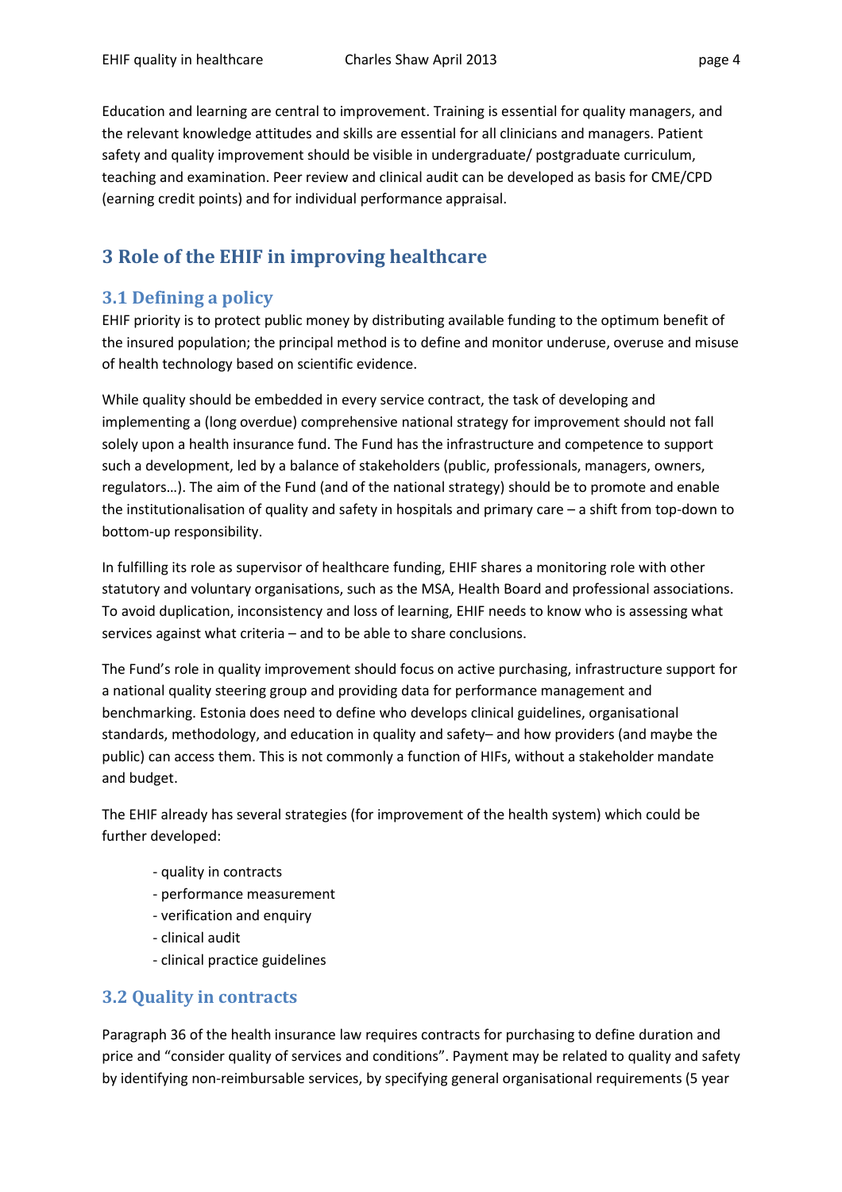Education and learning are central to improvement. Training is essential for quality managers, and the relevant knowledge attitudes and skills are essential for all clinicians and managers. Patient safety and quality improvement should be visible in undergraduate/ postgraduate curriculum, teaching and examination. Peer review and clinical audit can be developed as basis for CME/CPD (earning credit points) and for individual performance appraisal.

# 3 Role of the EHIF in improving healthcare

## 3.1 Defining a policy

EHIF priority is to protect public money by distributing available funding to the optimum benefit of the insured population; the principal method is to define and monitor underuse, overuse and misuse of health technology based on scientific evidence.

While quality should be embedded in every service contract, the task of developing and implementing a (long overdue) comprehensive national strategy for improvement should not fall solely upon a health insurance fund. The Fund has the infrastructure and competence to support such a development, led by a balance of stakeholders (public, professionals, managers, owners, regulators…). The aim of the Fund (and of the national strategy) should be to promote and enable the institutionalisation of quality and safety in hospitals and primary care – a shift from top-down to bottom-up responsibility.

In fulfilling its role as supervisor of healthcare funding, EHIF shares a monitoring role with other statutory and voluntary organisations, such as the MSA, Health Board and professional associations. To avoid duplication, inconsistency and loss of learning, EHIF needs to know who is assessing what services against what criteria – and to be able to share conclusions.

The Fund's role in quality improvement should focus on active purchasing, infrastructure support for a national quality steering group and providing data for performance management and benchmarking. Estonia does need to define who develops clinical guidelines, organisational standards, methodology, and education in quality and safety– and how providers (and maybe the public) can access them. This is not commonly a function of HIFs, without a stakeholder mandate and budget.

The EHIF already has several strategies (for improvement of the health system) which could be further developed:

- quality in contracts
- performance measurement
- verification and enquiry
- clinical audit
- clinical practice guidelines

## 3.2 Quality in contracts

Paragraph 36 of the health insurance law requires contracts for purchasing to define duration and price and "consider quality of services and conditions". Payment may be related to quality and safety by identifying non-reimbursable services, by specifying general organisational requirements (5 year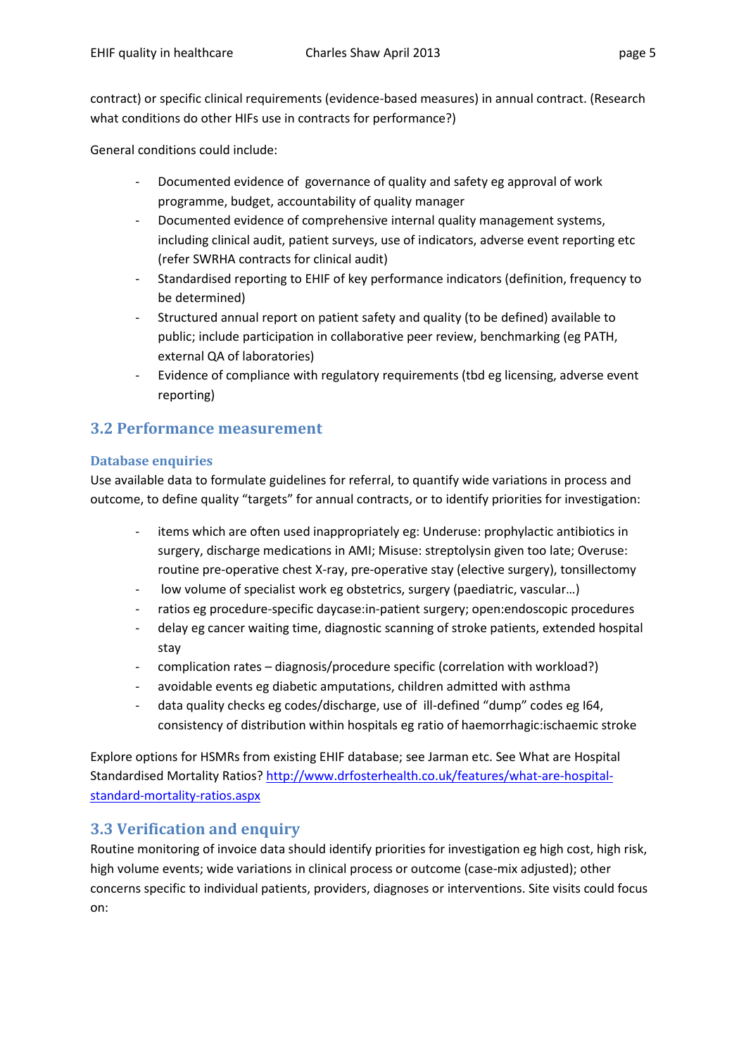contract) or specific clinical requirements (evidence-based measures) in annual contract. (Research what conditions do other HIFs use in contracts for performance?)

General conditions could include:

- Documented evidence of governance of quality and safety eg approval of work programme, budget, accountability of quality manager
- Documented evidence of comprehensive internal quality management systems, including clinical audit, patient surveys, use of indicators, adverse event reporting etc (refer SWRHA contracts for clinical audit)
- Standardised reporting to EHIF of key performance indicators (definition, frequency to be determined)
- Structured annual report on patient safety and quality (to be defined) available to public; include participation in collaborative peer review, benchmarking (eg PATH, external QA of laboratories)
- Evidence of compliance with regulatory requirements (tbd eg licensing, adverse event reporting)

## 3.2 Performance measurement

### Database enquiries

Use available data to formulate guidelines for referral, to quantify wide variations in process and outcome, to define quality "targets" for annual contracts, or to identify priorities for investigation:

- items which are often used inappropriately eg: Underuse: prophylactic antibiotics in surgery, discharge medications in AMI; Misuse: streptolysin given too late; Overuse: routine pre-operative chest X-ray, pre-operative stay (elective surgery), tonsillectomy
- low volume of specialist work eg obstetrics, surgery (paediatric, vascular…)
- ratios eg procedure-specific daycase:in-patient surgery; open:endoscopic procedures
- delay eg cancer waiting time, diagnostic scanning of stroke patients, extended hospital stay
- complication rates – diagnosis/procedure specific (correlation with workload?)
- avoidable events eg diabetic amputations, children admitted with asthma
- data quality checks eg codes/discharge, use of ill-defined "dump" codes eg I64, consistency of distribution within hospitals eg ratio of haemorrhagic:ischaemic stroke

Explore options for HSMRs from existing EHIF database; see Jarman etc. See What are Hospital Standardised Mortality Ratios? http://www.drfosterhealth.co.uk/features/what-are-hospital-standard-mortality-ratios.aspx

## 3.3 Verification and enquiry

Routine monitoring of invoice data should identify priorities for investigation eg high cost, high risk, high volume events; wide variations in clinical process or outcome (case-mix adjusted); other concerns specific to individual patients, providers, diagnoses or interventions. Site visits could focus on: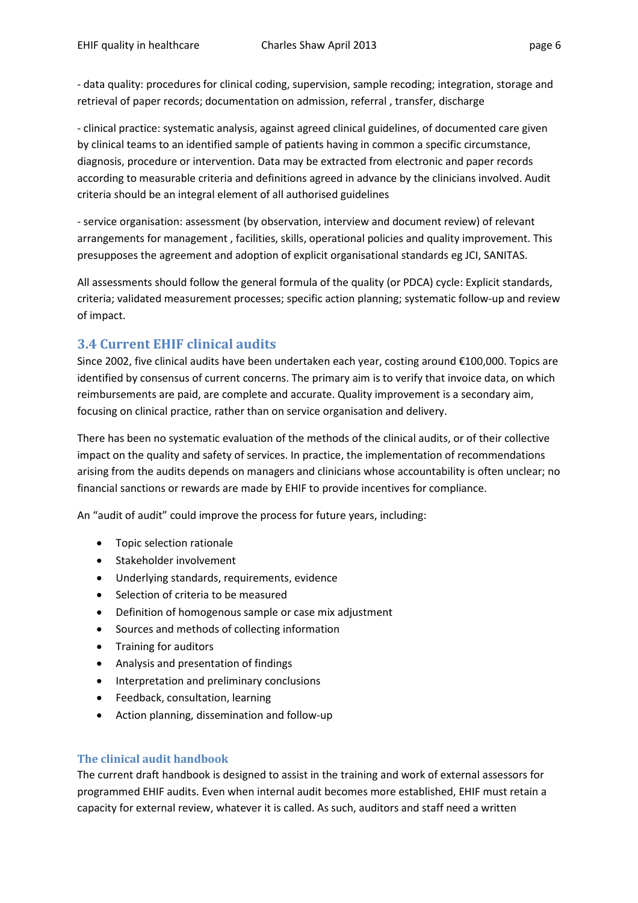- data quality: procedures for clinical coding, supervision, sample recoding; integration, storage and retrieval of paper records; documentation on admission, referral , transfer, discharge

- clinical practice: systematic analysis, against agreed clinical guidelines, of documented care given by clinical teams to an identified sample of patients having in common a specific circumstance, diagnosis, procedure or intervention. Data may be extracted from electronic and paper records according to measurable criteria and definitions agreed in advance by the clinicians involved. Audit criteria should be an integral element of all authorised guidelines

- service organisation: assessment (by observation, interview and document review) of relevant arrangements for management , facilities, skills, operational policies and quality improvement. This presupposes the agreement and adoption of explicit organisational standards eg JCI, SANITAS.

All assessments should follow the general formula of the quality (or PDCA) cycle: Explicit standards, criteria; validated measurement processes; specific action planning; systematic follow-up and review of impact.

## 3.4 Current EHIF clinical audits

Since 2002, five clinical audits have been undertaken each year, costing around €100,000. Topics are identified by consensus of current concerns. The primary aim is to verify that invoice data, on which reimbursements are paid, are complete and accurate. Quality improvement is a secondary aim, focusing on clinical practice, rather than on service organisation and delivery.

There has been no systematic evaluation of the methods of the clinical audits, or of their collective impact on the quality and safety of services. In practice, the implementation of recommendations arising from the audits depends on managers and clinicians whose accountability is often unclear; no financial sanctions or rewards are made by EHIF to provide incentives for compliance.

An "audit of audit" could improve the process for future years, including:

- Topic selection rationale
- Stakeholder involvement
- Underlying standards, requirements, evidence
- Selection of criteria to be measured
- Definition of homogenous sample or case mix adjustment
- Sources and methods of collecting information
- Training for auditors
- Analysis and presentation of findings
- Interpretation and preliminary conclusions
- Feedback, consultation, learning
- Action planning, dissemination and follow-up

### The clinical audit handbook

The current draft handbook is designed to assist in the training and work of external assessors for programmed EHIF audits. Even when internal audit becomes more established, EHIF must retain a capacity for external review, whatever it is called. As such, auditors and staff need a written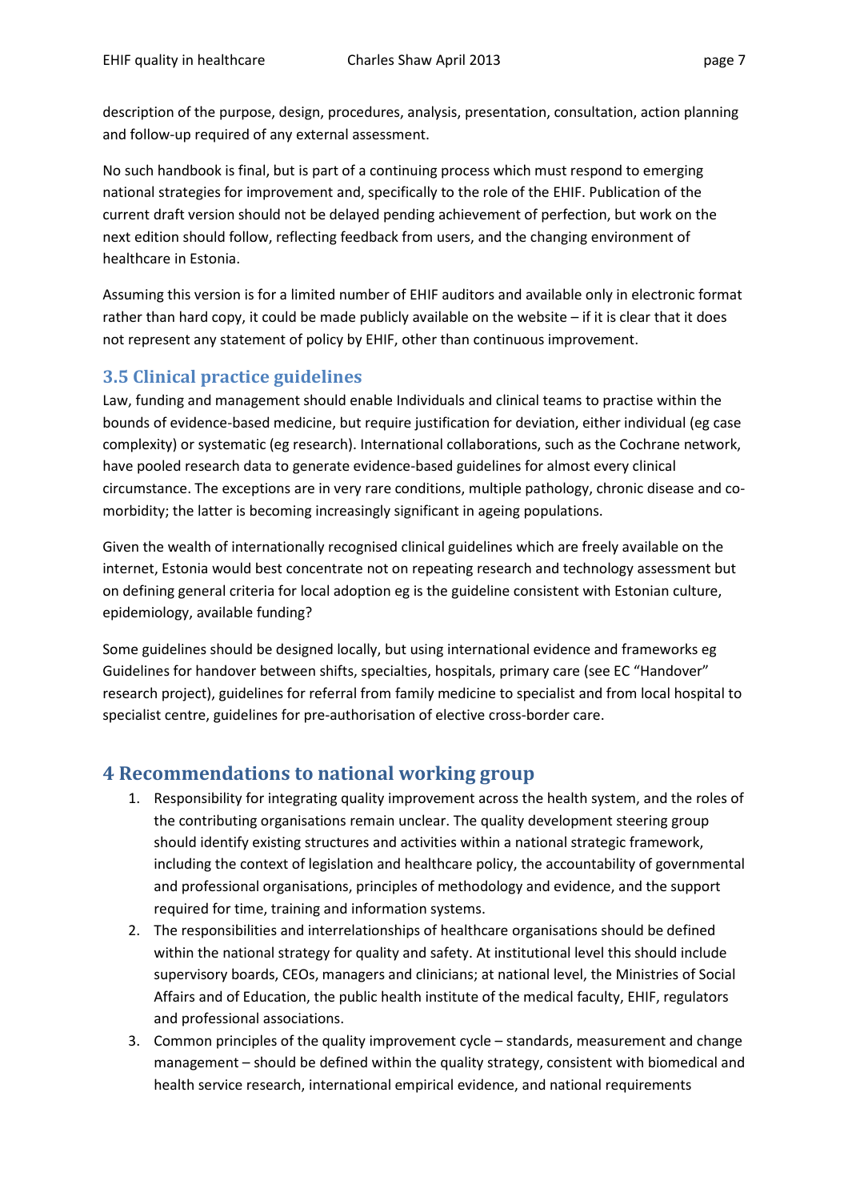description of the purpose, design, procedures, analysis, presentation, consultation, action planning and follow-up required of any external assessment.

No such handbook is final, but is part of a continuing process which must respond to emerging national strategies for improvement and, specifically to the role of the EHIF. Publication of the current draft version should not be delayed pending achievement of perfection, but work on the next edition should follow, reflecting feedback from users, and the changing environment of healthcare in Estonia.

Assuming this version is for a limited number of EHIF auditors and available only in electronic format rather than hard copy, it could be made publicly available on the website – if it is clear that it does not represent any statement of policy by EHIF, other than continuous improvement.

### 3.5 Clinical practice guidelines

Law, funding and management should enable Individuals and clinical teams to practise within the bounds of evidence-based medicine, but require justification for deviation, either individual (eg case complexity) or systematic (eg research). International collaborations, such as the Cochrane network, have pooled research data to generate evidence-based guidelines for almost every clinical circumstance. The exceptions are in very rare conditions, multiple pathology, chronic disease and co-morbidity; the latter is becoming increasingly significant in ageing populations.

Given the wealth of internationally recognised clinical guidelines which are freely available on the internet, Estonia would best concentrate not on repeating research and technology assessment but on defining general criteria for local adoption eg is the guideline consistent with Estonian culture, epidemiology, available funding?

Some guidelines should be designed locally, but using international evidence and frameworks eg Guidelines for handover between shifts, specialties, hospitals, primary care (see EC "Handover" research project), guidelines for referral from family medicine to specialist and from local hospital to specialist centre, guidelines for pre-authorisation of elective cross-border care.

## 4 Recommendations to national working group

1. Responsibility for integrating quality improvement across the health system, and the roles of the contributing organisations remain unclear. The quality development steering group should identify existing structures and activities within a national strategic framework, including the context of legislation and healthcare policy, the accountability of governmental and professional organisations, principles of methodology and evidence, and the support required for time, training and information systems.
2. The responsibilities and interrelationships of healthcare organisations should be defined within the national strategy for quality and safety. At institutional level this should include supervisory boards, CEOs, managers and clinicians; at national level, the Ministries of Social Affairs and of Education, the public health institute of the medical faculty, EHIF, regulators and professional associations.
3. Common principles of the quality improvement cycle – standards, measurement and change management – should be defined within the quality strategy, consistent with biomedical and health service research, international empirical evidence, and national requirements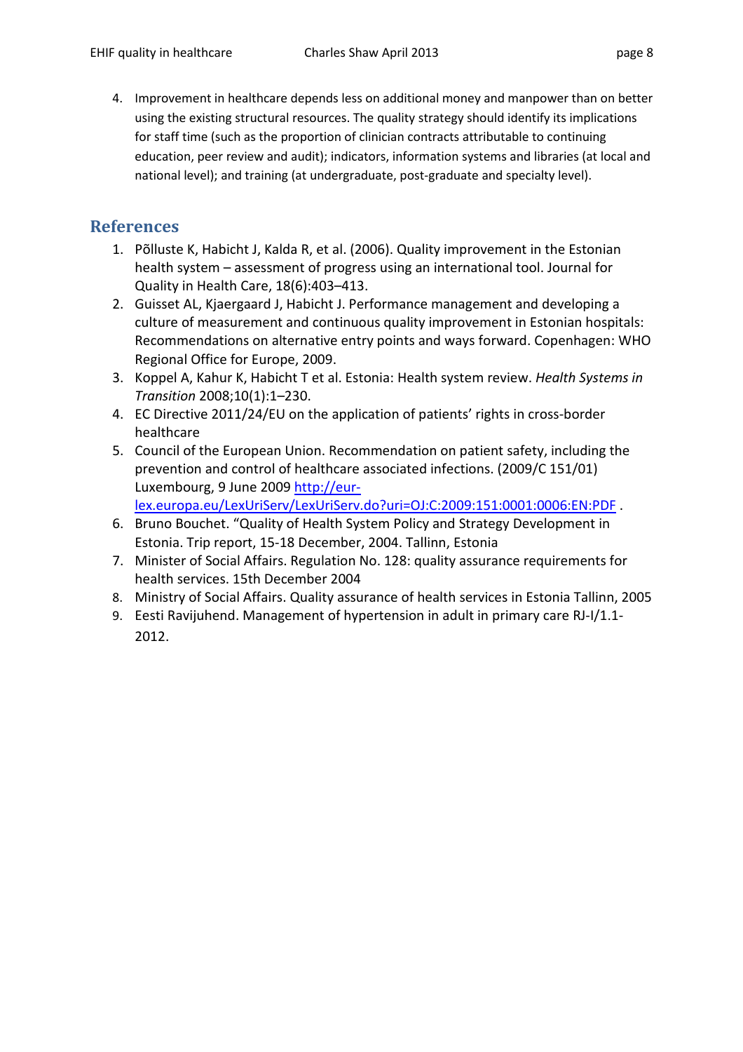4. Improvement in healthcare depends less on additional money and manpower than on better using the existing structural resources. The quality strategy should identify its implications for staff time (such as the proportion of clinician contracts attributable to continuing education, peer review and audit); indicators, information systems and libraries (at local and national level); and training (at undergraduate, post-graduate and specialty level).

## References

1. Põlluste K, Habicht J, Kalda R, et al. (2006). Quality improvement in the Estonian health system – assessment of progress using an international tool. Journal for Quality in Health Care, 18(6):403–413.
2. Guisset AL, Kjaergaard J, Habicht J. Performance management and developing a culture of measurement and continuous quality improvement in Estonian hospitals: Recommendations on alternative entry points and ways forward. Copenhagen: WHO Regional Office for Europe, 2009.
3. Koppel A, Kahur K, Habicht T et al. Estonia: Health system review. *Health Systems in Transition* 2008;10(1):1–230.
4. EC Directive 2011/24/EU on the application of patients' rights in cross-border healthcare
5. Council of the European Union. Recommendation on patient safety, including the prevention and control of healthcare associated infections. (2009/C 151/01) Luxembourg, 9 June 2009 http://eur-lex.europa.eu/LexUriServ/LexUriServ.do?uri=OJ:C:2009:151:0001:0006:EN:PDF .
6. Bruno Bouchet. "Quality of Health System Policy and Strategy Development in Estonia. Trip report, 15-18 December, 2004. Tallinn, Estonia
7. Minister of Social Affairs. Regulation No. 128: quality assurance requirements for health services. 15th December 2004
8. Ministry of Social Affairs. Quality assurance of health services in Estonia Tallinn, 2005
9. Eesti Ravijuhend. Management of hypertension in adult in primary care RJ-I/1.1-2012.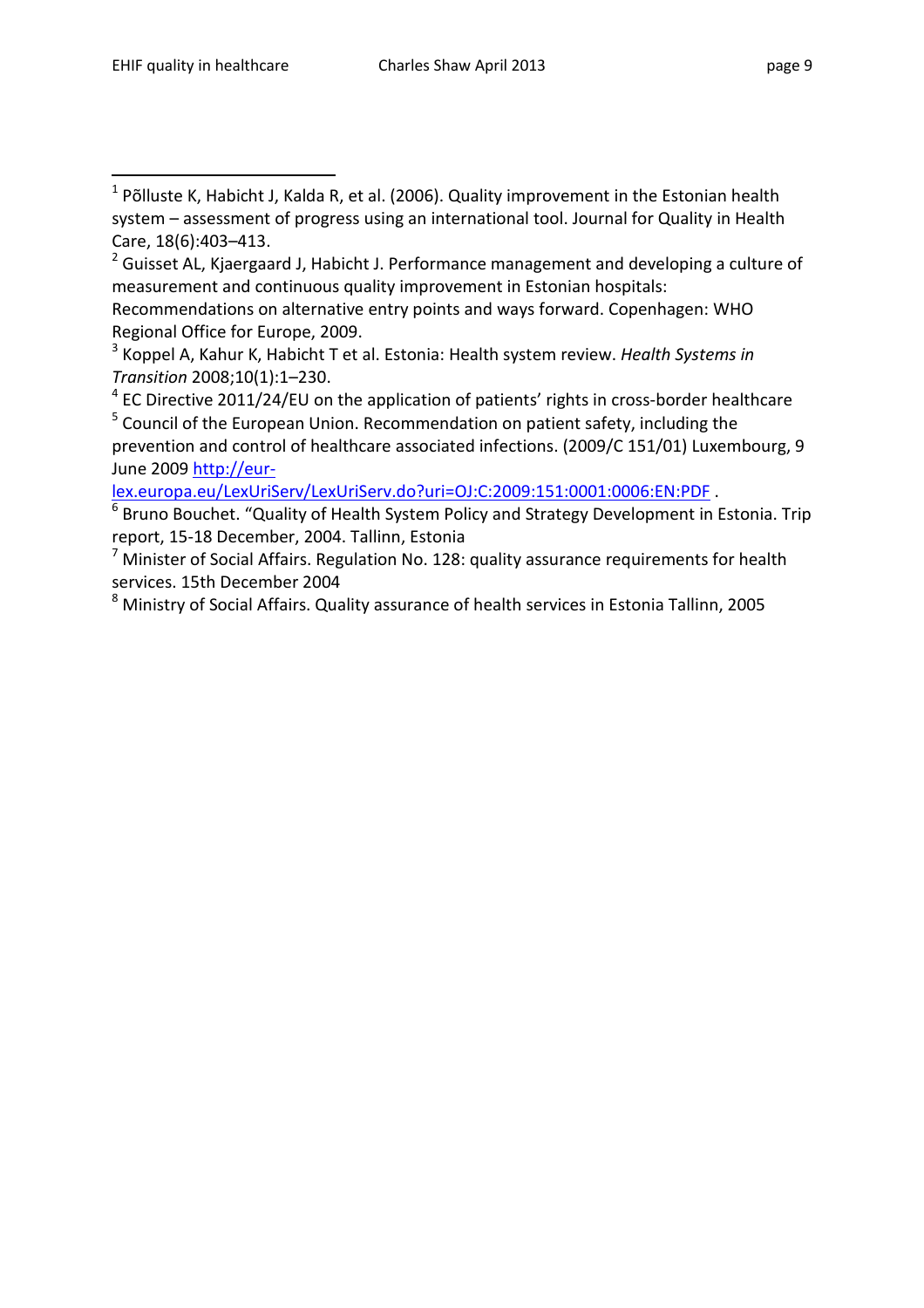[1] Põlluste K, Habicht J, Kalda R, et al. (2006). Quality improvement in the Estonian health system – assessment of progress using an international tool. Journal for Quality in Health Care, 18(6):403–413.

[2] Guisset AL, Kjaergaard J, Habicht J. Performance management and developing a culture of measurement and continuous quality improvement in Estonian hospitals: Recommendations on alternative entry points and ways forward. Copenhagen: WHO Regional Office for Europe, 2009.

[3] Koppel A, Kahur K, Habicht T et al. Estonia: Health system review. *Health Systems in Transition* 2008;10(1):1–230.

[4] EC Directive 2011/24/EU on the application of patients' rights in cross-border healthcare

[5] Council of the European Union. Recommendation on patient safety, including the prevention and control of healthcare associated infections. (2009/C 151/01) Luxembourg, 9 June 2009 http://eur-lex.europa.eu/LexUriServ/LexUriServ.do?uri=OJ:C:2009:151:0001:0006:EN:PDF .

[6] Bruno Bouchet. "Quality of Health System Policy and Strategy Development in Estonia. Trip report, 15-18 December, 2004. Tallinn, Estonia

[7] Minister of Social Affairs. Regulation No. 128: quality assurance requirements for health services. 15th December 2004

[8] Ministry of Social Affairs. Quality assurance of health services in Estonia Tallinn, 2005